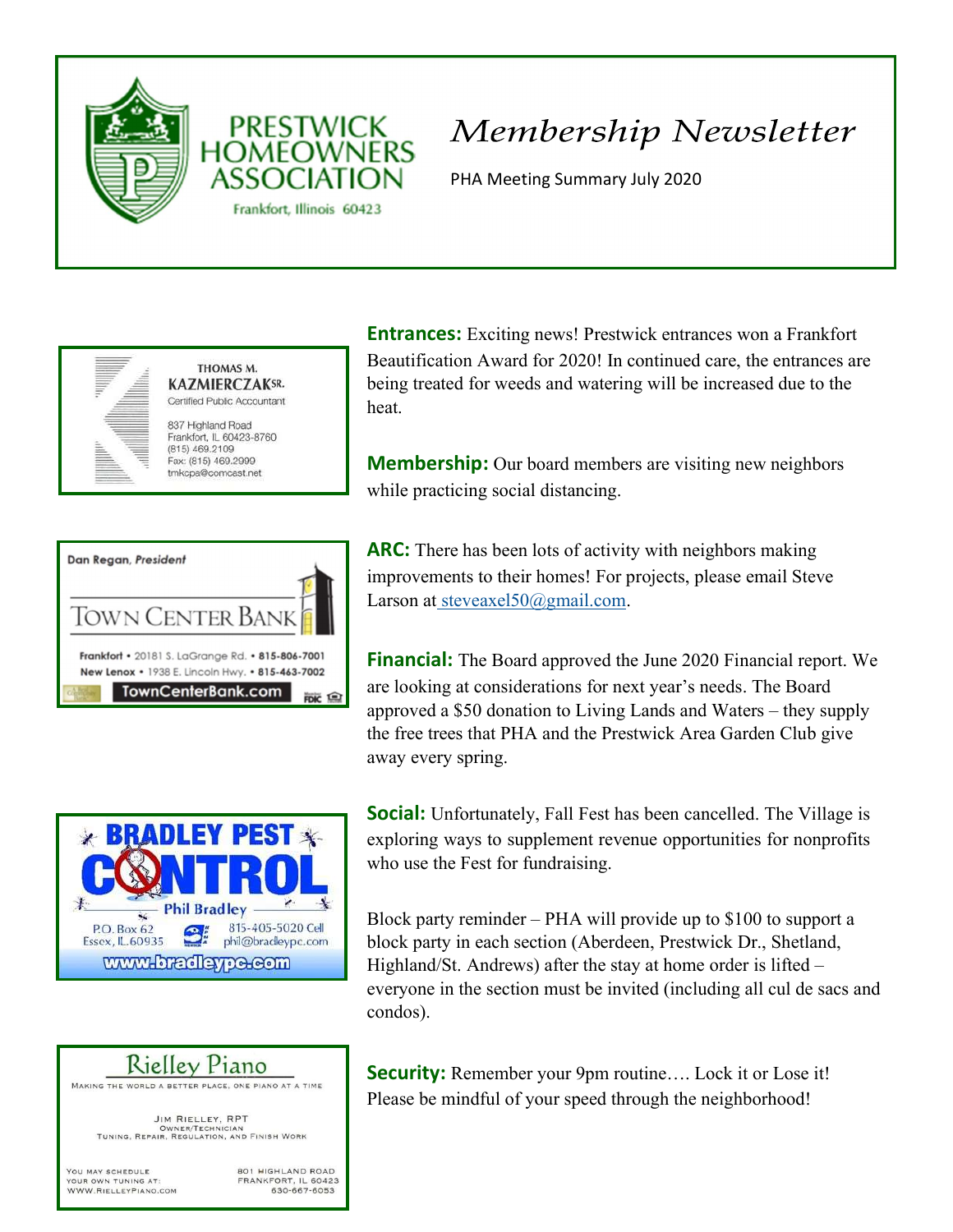# PRESTWICK HOMEOWNERS ASSOCIATION

Frankfort, Illinois 60423

## *Membership Newsletter*

PHA Meeting Summary July 2020

THOMAS M. KAZMIERCZAK SR.
Certified Public Accountant
837 Highland Road
Frankfort, IL 60423-8760
(815) 469.2109
Fax: (815) 469.2999
tmkcpa@comcast.net

Dan Regan, *President*
TOWN CENTER BANK
Frankfort • 20181 S. LaGrange Rd. • 815-806-7001
New Lenox • 1938 E. Lincoln Hwy. • 815-463-7002
TownCenterBank.com

BRADLEY PEST CONTROL
Phil Bradley
P.O. Box 62
Essex, IL 60935
815-405-5020 Cell
phil@bradleypc.com
www.bradleypc.com

Rielley Piano
Making the world a better place, one piano at a time
Jim Rielley, RPT
Owner/Technician
Tuning, Repair, Regulation, and Finish Work
You may schedule your own tuning at: www.RielleyPiano.com
801 Highland Road
Frankfort, IL 60423
630-667-6053

**Entrances:** Exciting news! Prestwick entrances won a Frankfort Beautification Award for 2020! In continued care, the entrances are being treated for weeds and watering will be increased due to the heat.

**Membership:** Our board members are visiting new neighbors while practicing social distancing.

**ARC:** There has been lots of activity with neighbors making improvements to their homes! For projects, please email Steve Larson at steveaxel50@gmail.com.

**Financial:** The Board approved the June 2020 Financial report. We are looking at considerations for next year's needs. The Board approved a $50 donation to Living Lands and Waters – they supply the free trees that PHA and the Prestwick Area Garden Club give away every spring.

**Social:** Unfortunately, Fall Fest has been cancelled. The Village is exploring ways to supplement revenue opportunities for nonprofits who use the Fest for fundraising.

Block party reminder – PHA will provide up to $100 to support a block party in each section (Aberdeen, Prestwick Dr., Shetland, Highland/St. Andrews) after the stay at home order is lifted – everyone in the section must be invited (including all cul de sacs and condos).

**Security:** Remember your 9pm routine…. Lock it or Lose it! Please be mindful of your speed through the neighborhood!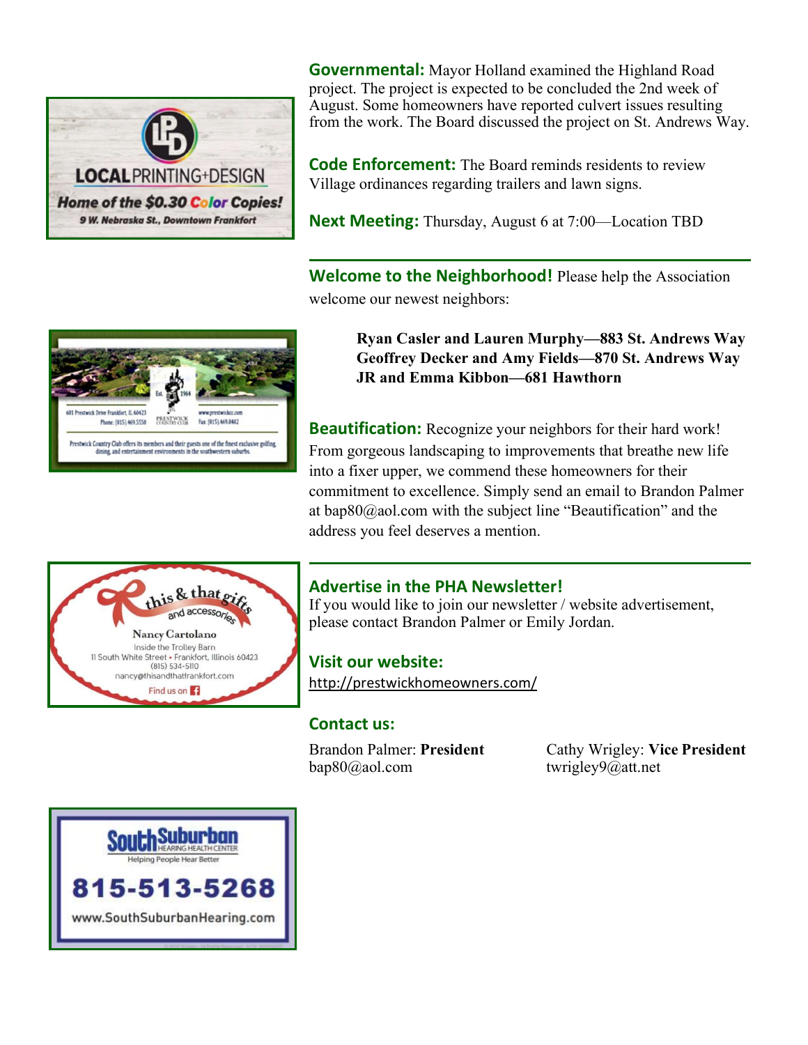**Local Printing+Design**
Home of the $0.30 Color Copies!
9 W. Nebraska St., Downtown Frankfort

**Governmental:** Mayor Holland examined the Highland Road project. The project is expected to be concluded the 2nd week of August. Some homeowners have reported culvert issues resulting from the work. The Board discussed the project on St. Andrews Way.

**Code Enforcement:** The Board reminds residents to review Village ordinances regarding trailers and lawn signs.

**Next Meeting:** Thursday, August 6 at 7:00—Location TBD

---

**Welcome to the Neighborhood!** Please help the Association welcome our newest neighbors:

> **Ryan Casler and Lauren Murphy—883 St. Andrews Way**
> **Geoffrey Decker and Amy Fields—870 St. Andrews Way**
> **JR and Emma Kibbon—681 Hawthorn**

**Prestwick Country Club** — Est. 1964
601 Prestwick Drive Frankfort, IL 60423
Phone: (815) 469.5550 | Fax: (815) 469.8482
www.prestwickcc.com
Prestwick Country Club offers its members and their guests one of the finest exclusive golfing, dining, and entertainment environments in the southwestern suburbs.

**Beautification:** Recognize your neighbors for their hard work! From gorgeous landscaping to improvements that breathe new life into a fixer upper, we commend these homeowners for their commitment to excellence. Simply send an email to Brandon Palmer at bap80@aol.com with the subject line "Beautification" and the address you feel deserves a mention.

---

**this & that gifts and accessories**
Nancy Cartolano
Inside the Trolley Barn
11 South White Street • Frankfort, Illinois 60423
(815) 534-5110
nancy@thisandthatfrankfort.com
Find us on Facebook

## Advertise in the PHA Newsletter!

If you would like to join our newsletter / website advertisement, please contact Brandon Palmer or Emily Jordan.

## Visit our website:

http://prestwickhomeowners.com/

## Contact us:

Brandon Palmer: **President**
bap80@aol.com

Cathy Wrigley: **Vice President**
twrigley9@att.net

**SouthSuburban Hearing Health Center**
Helping People Hear Better
815-513-5268
www.SouthSuburbanHearing.com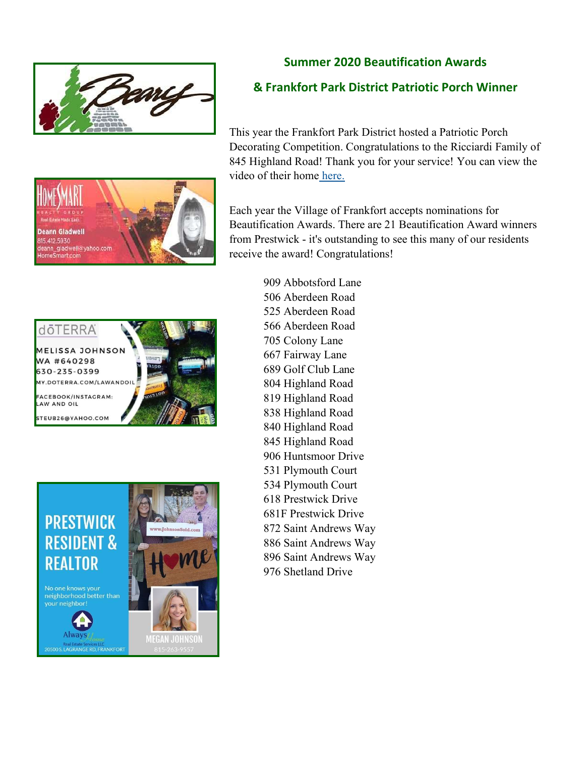## Summer 2020 Beautification Awards

## & Frankfort Park District Patriotic Porch Winner

This year the Frankfort Park District hosted a Patriotic Porch Decorating Competition. Congratulations to the Ricciardi Family of 845 Highland Road! Thank you for your service! You can view the video of their home here.

Each year the Village of Frankfort accepts nominations for Beautification Awards. There are 21 Beautification Award winners from Prestwick - it's outstanding to see this many of our residents receive the award! Congratulations!

909 Abbotsford Lane
506 Aberdeen Road
525 Aberdeen Road
566 Aberdeen Road
705 Colony Lane
667 Fairway Lane
689 Golf Club Lane
804 Highland Road
819 Highland Road
838 Highland Road
840 Highland Road
845 Highland Road
906 Huntsmoor Drive
531 Plymouth Court
534 Plymouth Court
618 Prestwick Drive
681F Prestwick Drive
872 Saint Andrews Way
886 Saint Andrews Way
896 Saint Andrews Way
976 Shetland Drive

Beary

HomeSmart Realty Group
Real Estate Made Easy.
Deann Gladwell
815.412.5930
deann_gladwell@yahoo.com
HomeSmart.com

dōTERRA
MELISSA JOHNSON
WA #640298
630-235-0399
MY.DOTERRA.COM/LAWANDOIL
FACEBOOK/INSTAGRAM: LAW AND OIL
STEUB26@YAHOO.COM

PRESTWICK RESIDENT & REALTOR
No one knows your neighborhood better than your neighbor!
www.JohnsonSold.com
Always Home Real Estate Services LLC
20500 S. LAGRANGE RD. FRANKFORT
MEGAN JOHNSON
815-263-9557